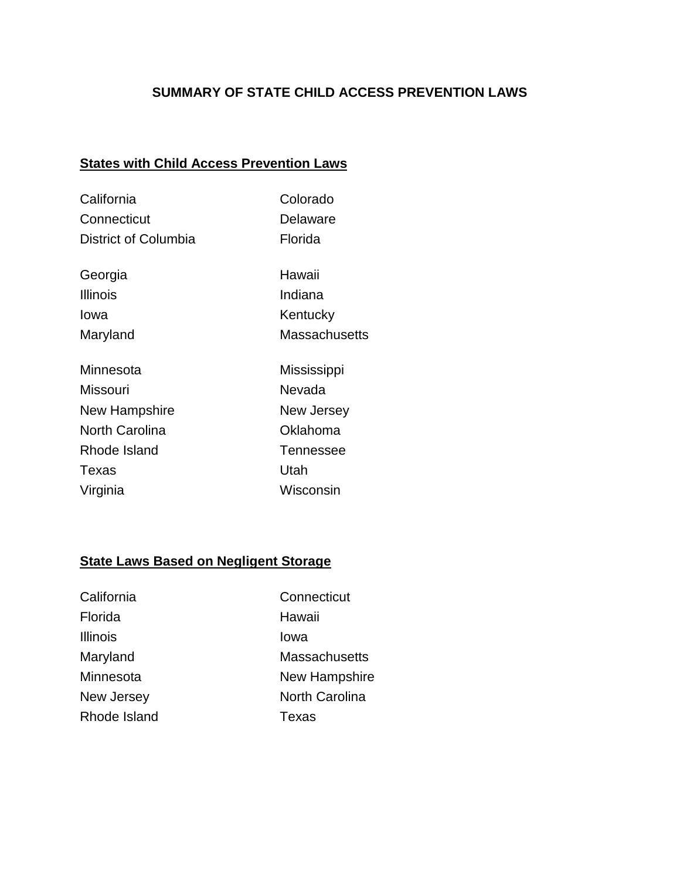# SUMMARY OF STATE CHILD ACCESS PREVENTION LAWS

## States with Child Access Prevention Laws

- California
- Colorado
- Connecticut
- Delaware
- District of Columbia
- Florida
- Georgia
- Hawaii
- Illinois
- Indiana
- Iowa
- Kentucky
- Maryland
- Massachusetts
- Minnesota
- Mississippi
- Missouri
- Nevada
- New Hampshire
- New Jersey
- North Carolina
- Oklahoma
- Rhode Island
- Tennessee
- Texas
- Utah
- Virginia
- Wisconsin

## State Laws Based on Negligent Storage

- California
- Connecticut
- Florida
- Hawaii
- Illinois
- Iowa
- Maryland
- Massachusetts
- Minnesota
- New Hampshire
- New Jersey
- North Carolina
- Rhode Island
- Texas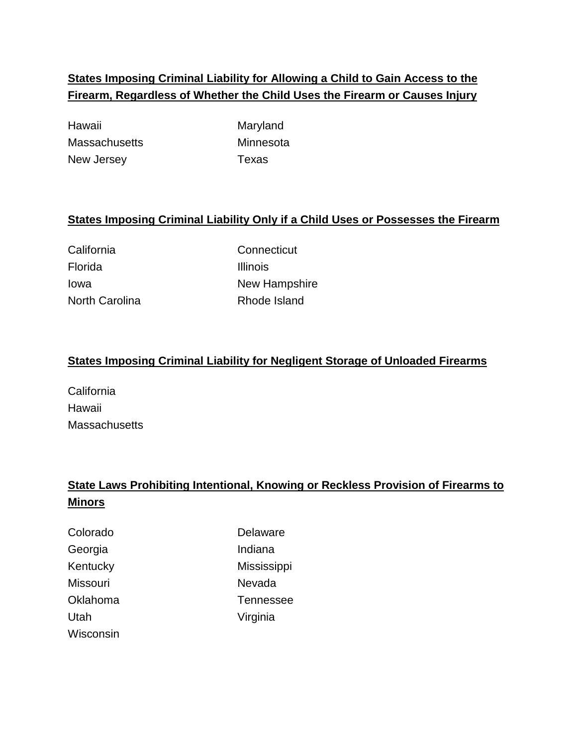## States Imposing Criminal Liability for Allowing a Child to Gain Access to the Firearm, Regardless of Whether the Child Uses the Firearm or Causes Injury

Hawaii
Maryland
Massachusetts
Minnesota
New Jersey
Texas

## States Imposing Criminal Liability Only if a Child Uses or Possesses the Firearm

California
Connecticut
Florida
Illinois
Iowa
New Hampshire
North Carolina
Rhode Island

## States Imposing Criminal Liability for Negligent Storage of Unloaded Firearms

California
Hawaii
Massachusetts

## State Laws Prohibiting Intentional, Knowing or Reckless Provision of Firearms to Minors

Colorado
Delaware
Georgia
Indiana
Kentucky
Mississippi
Missouri
Nevada
Oklahoma
Tennessee
Utah
Virginia
Wisconsin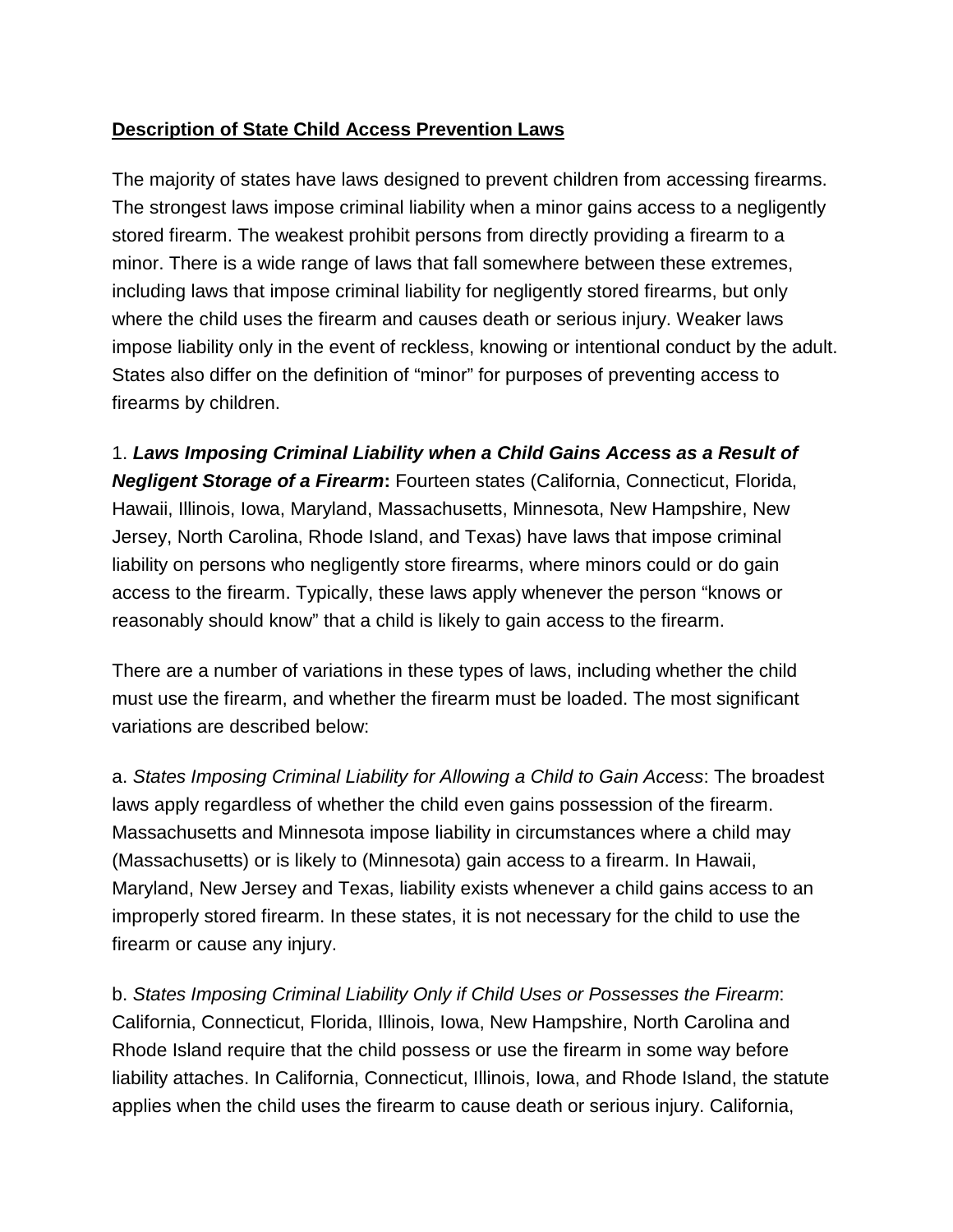**Description of State Child Access Prevention Laws**

The majority of states have laws designed to prevent children from accessing firearms. The strongest laws impose criminal liability when a minor gains access to a negligently stored firearm. The weakest prohibit persons from directly providing a firearm to a minor. There is a wide range of laws that fall somewhere between these extremes, including laws that impose criminal liability for negligently stored firearms, but only where the child uses the firearm and causes death or serious injury. Weaker laws impose liability only in the event of reckless, knowing or intentional conduct by the adult. States also differ on the definition of "minor" for purposes of preventing access to firearms by children.

1. ***Laws Imposing Criminal Liability when a Child Gains Access as a Result of Negligent Storage of a Firearm*:** Fourteen states (California, Connecticut, Florida, Hawaii, Illinois, Iowa, Maryland, Massachusetts, Minnesota, New Hampshire, New Jersey, North Carolina, Rhode Island, and Texas) have laws that impose criminal liability on persons who negligently store firearms, where minors could or do gain access to the firearm. Typically, these laws apply whenever the person "knows or reasonably should know" that a child is likely to gain access to the firearm.

There are a number of variations in these types of laws, including whether the child must use the firearm, and whether the firearm must be loaded. The most significant variations are described below:

a. *States Imposing Criminal Liability for Allowing a Child to Gain Access*: The broadest laws apply regardless of whether the child even gains possession of the firearm. Massachusetts and Minnesota impose liability in circumstances where a child may (Massachusetts) or is likely to (Minnesota) gain access to a firearm. In Hawaii, Maryland, New Jersey and Texas, liability exists whenever a child gains access to an improperly stored firearm. In these states, it is not necessary for the child to use the firearm or cause any injury.

b. *States Imposing Criminal Liability Only if Child Uses or Possesses the Firearm*: California, Connecticut, Florida, Illinois, Iowa, New Hampshire, North Carolina and Rhode Island require that the child possess or use the firearm in some way before liability attaches. In California, Connecticut, Illinois, Iowa, and Rhode Island, the statute applies when the child uses the firearm to cause death or serious injury. California,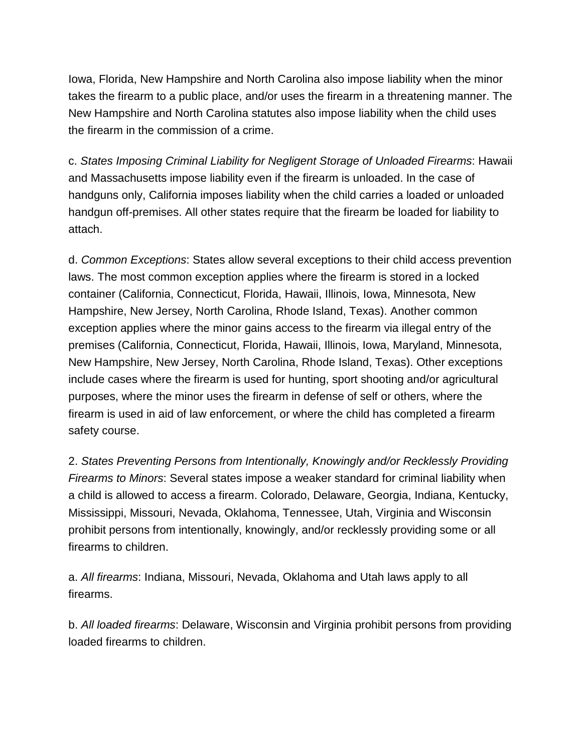Iowa, Florida, New Hampshire and North Carolina also impose liability when the minor takes the firearm to a public place, and/or uses the firearm in a threatening manner. The New Hampshire and North Carolina statutes also impose liability when the child uses the firearm in the commission of a crime.

c. *States Imposing Criminal Liability for Negligent Storage of Unloaded Firearms*: Hawaii and Massachusetts impose liability even if the firearm is unloaded. In the case of handguns only, California imposes liability when the child carries a loaded or unloaded handgun off-premises. All other states require that the firearm be loaded for liability to attach.

d. *Common Exceptions*: States allow several exceptions to their child access prevention laws. The most common exception applies where the firearm is stored in a locked container (California, Connecticut, Florida, Hawaii, Illinois, Iowa, Minnesota, New Hampshire, New Jersey, North Carolina, Rhode Island, Texas). Another common exception applies where the minor gains access to the firearm via illegal entry of the premises (California, Connecticut, Florida, Hawaii, Illinois, Iowa, Maryland, Minnesota, New Hampshire, New Jersey, North Carolina, Rhode Island, Texas). Other exceptions include cases where the firearm is used for hunting, sport shooting and/or agricultural purposes, where the minor uses the firearm in defense of self or others, where the firearm is used in aid of law enforcement, or where the child has completed a firearm safety course.

2. *States Preventing Persons from Intentionally, Knowingly and/or Recklessly Providing Firearms to Minors*: Several states impose a weaker standard for criminal liability when a child is allowed to access a firearm. Colorado, Delaware, Georgia, Indiana, Kentucky, Mississippi, Missouri, Nevada, Oklahoma, Tennessee, Utah, Virginia and Wisconsin prohibit persons from intentionally, knowingly, and/or recklessly providing some or all firearms to children.

a. *All firearms*: Indiana, Missouri, Nevada, Oklahoma and Utah laws apply to all firearms.

b. *All loaded firearms*: Delaware, Wisconsin and Virginia prohibit persons from providing loaded firearms to children.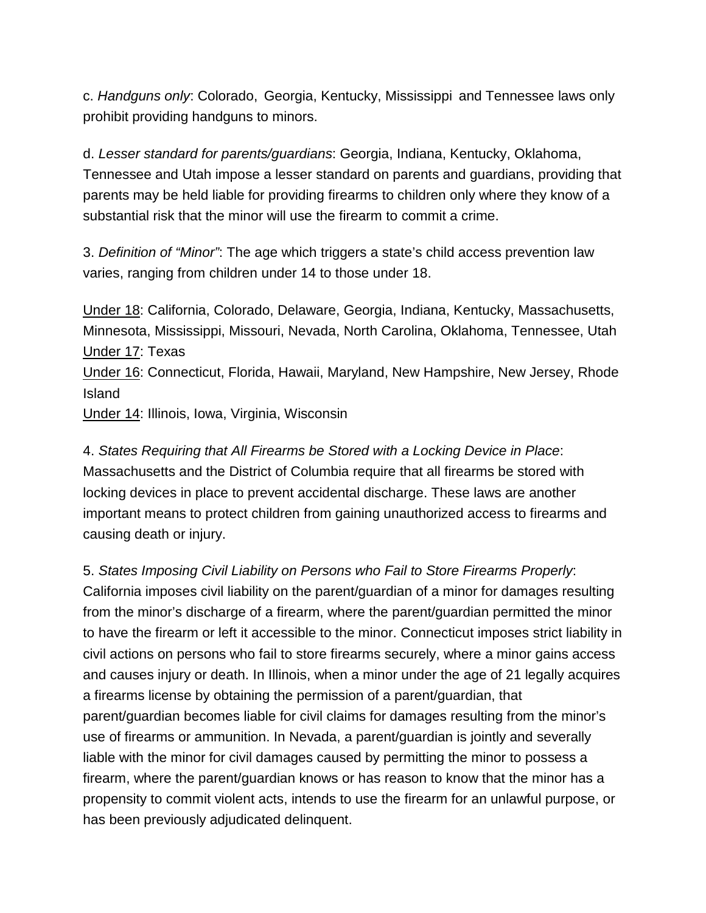c. *Handguns only*: Colorado, Georgia, Kentucky, Mississippi and Tennessee laws only prohibit providing handguns to minors.

d. *Lesser standard for parents/guardians*: Georgia, Indiana, Kentucky, Oklahoma, Tennessee and Utah impose a lesser standard on parents and guardians, providing that parents may be held liable for providing firearms to children only where they know of a substantial risk that the minor will use the firearm to commit a crime.

3. *Definition of "Minor"*: The age which triggers a state's child access prevention law varies, ranging from children under 14 to those under 18.

<u>Under 18</u>: California, Colorado, Delaware, Georgia, Indiana, Kentucky, Massachusetts, Minnesota, Mississippi, Missouri, Nevada, North Carolina, Oklahoma, Tennessee, Utah
<u>Under 17</u>: Texas
<u>Under 16</u>: Connecticut, Florida, Hawaii, Maryland, New Hampshire, New Jersey, Rhode Island
<u>Under 14</u>: Illinois, Iowa, Virginia, Wisconsin

4. *States Requiring that All Firearms be Stored with a Locking Device in Place*: Massachusetts and the District of Columbia require that all firearms be stored with locking devices in place to prevent accidental discharge. These laws are another important means to protect children from gaining unauthorized access to firearms and causing death or injury.

5. *States Imposing Civil Liability on Persons who Fail to Store Firearms Properly*: California imposes civil liability on the parent/guardian of a minor for damages resulting from the minor's discharge of a firearm, where the parent/guardian permitted the minor to have the firearm or left it accessible to the minor. Connecticut imposes strict liability in civil actions on persons who fail to store firearms securely, where a minor gains access and causes injury or death. In Illinois, when a minor under the age of 21 legally acquires a firearms license by obtaining the permission of a parent/guardian, that parent/guardian becomes liable for civil claims for damages resulting from the minor's use of firearms or ammunition. In Nevada, a parent/guardian is jointly and severally liable with the minor for civil damages caused by permitting the minor to possess a firearm, where the parent/guardian knows or has reason to know that the minor has a propensity to commit violent acts, intends to use the firearm for an unlawful purpose, or has been previously adjudicated delinquent.